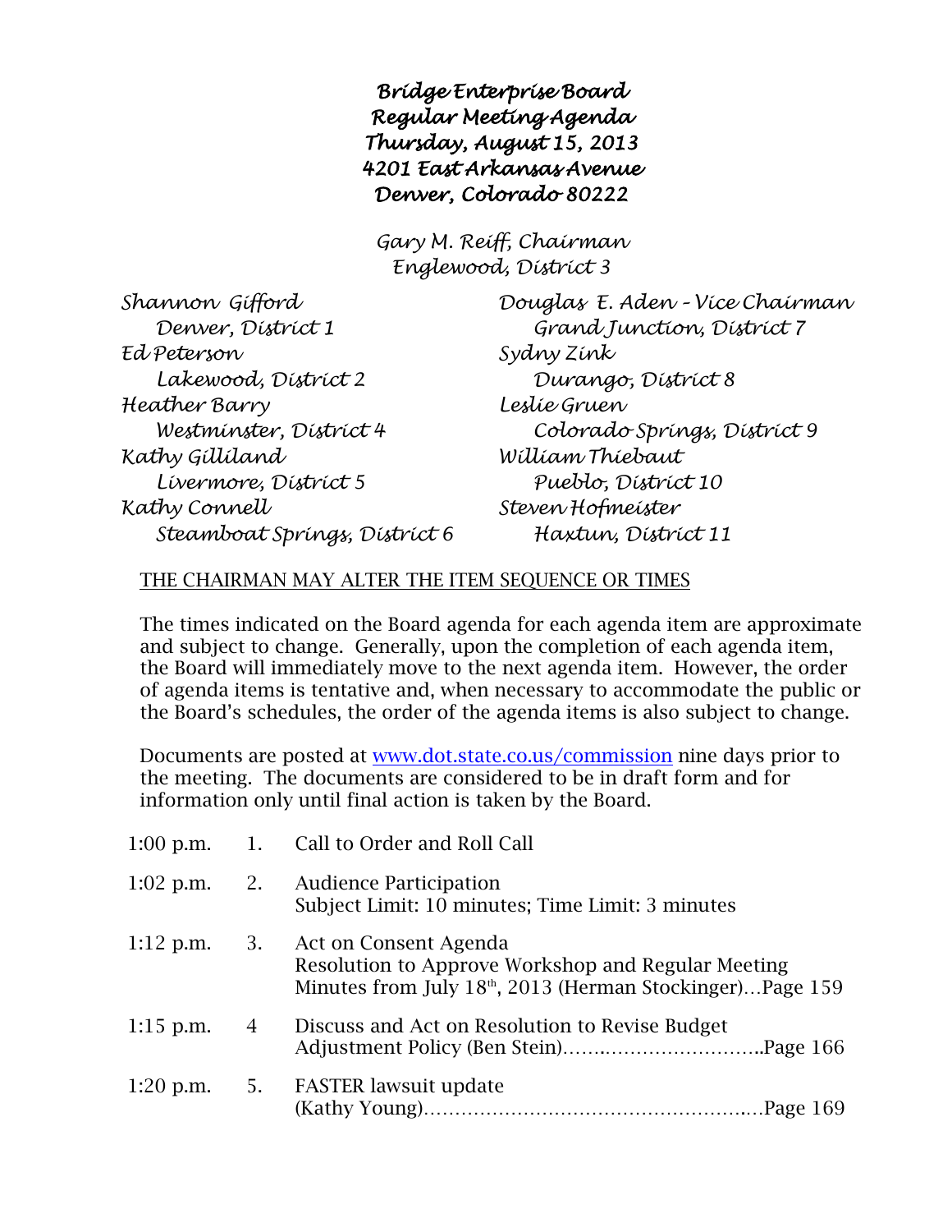# *Bridge Enterprise Board*
## *Regular Meeting Agenda*
## *Thursday, August 15, 2013*
## *4201 East Arkansas Avenue*
## *Denver, Colorado 80222*

*Gary M. Reiff, Chairman*
*Englewood, District 3*

| | |
|---|---|
| *Shannon Gifford* <br> *Denver, District 1* | *Douglas E. Aden – Vice Chairman* <br> *Grand Junction, District 7* |
| *Ed Peterson* <br> *Lakewood, District 2* | *Sydny Zink* <br> *Durango, District 8* |
| *Heather Barry* <br> *Westminster, District 4* | *Leslie Gruen* <br> *Colorado Springs, District 9* |
| *Kathy Gilliland* <br> *Livermore, District 5* | *William Thiebaut* <br> *Pueblo, District 10* |
| *Kathy Connell* <br> *Steamboat Springs, District 6* | *Steven Hofmeister* <br> *Haxtun, District 11* |

THE CHAIRMAN MAY ALTER THE ITEM SEQUENCE OR TIMES

The times indicated on the Board agenda for each agenda item are approximate and subject to change. Generally, upon the completion of each agenda item, the Board will immediately move to the next agenda item. However, the order of agenda items is tentative and, when necessary to accommodate the public or the Board's schedules, the order of the agenda items is also subject to change.

Documents are posted at [www.dot.state.co.us/commission](www.dot.state.co.us/commission) nine days prior to the meeting. The documents are considered to be in draft form and for information only until final action is taken by the Board.

| | | |
|---|---|---|
| 1:00 p.m. | 1. | Call to Order and Roll Call |
| 1:02 p.m. | 2. | Audience Participation <br> Subject Limit: 10 minutes; Time Limit: 3 minutes |
| 1:12 p.m. | 3. | Act on Consent Agenda <br> Resolution to Approve Workshop and Regular Meeting Minutes from July 18th, 2013 (Herman Stockinger)…Page 159 |
| 1:15 p.m. | 4 | Discuss and Act on Resolution to Revise Budget Adjustment Policy (Ben Stein)……………………………..Page 166 |
| 1:20 p.m. | 5. | FASTER lawsuit update <br> (Kathy Young)……………………………………….…Page 169 |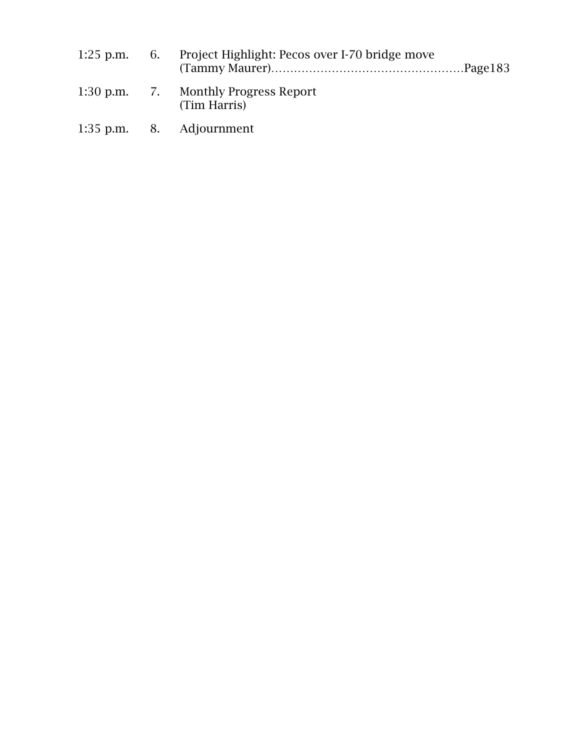| | | |
|---|---|---|
| 1:25 p.m. | 6. | Project Highlight: Pecos over I-70 bridge move (Tammy Maurer)……………………………………………Page183 |
| 1:30 p.m. | 7. | Monthly Progress Report (Tim Harris) |
| 1:35 p.m. | 8. | Adjournment |